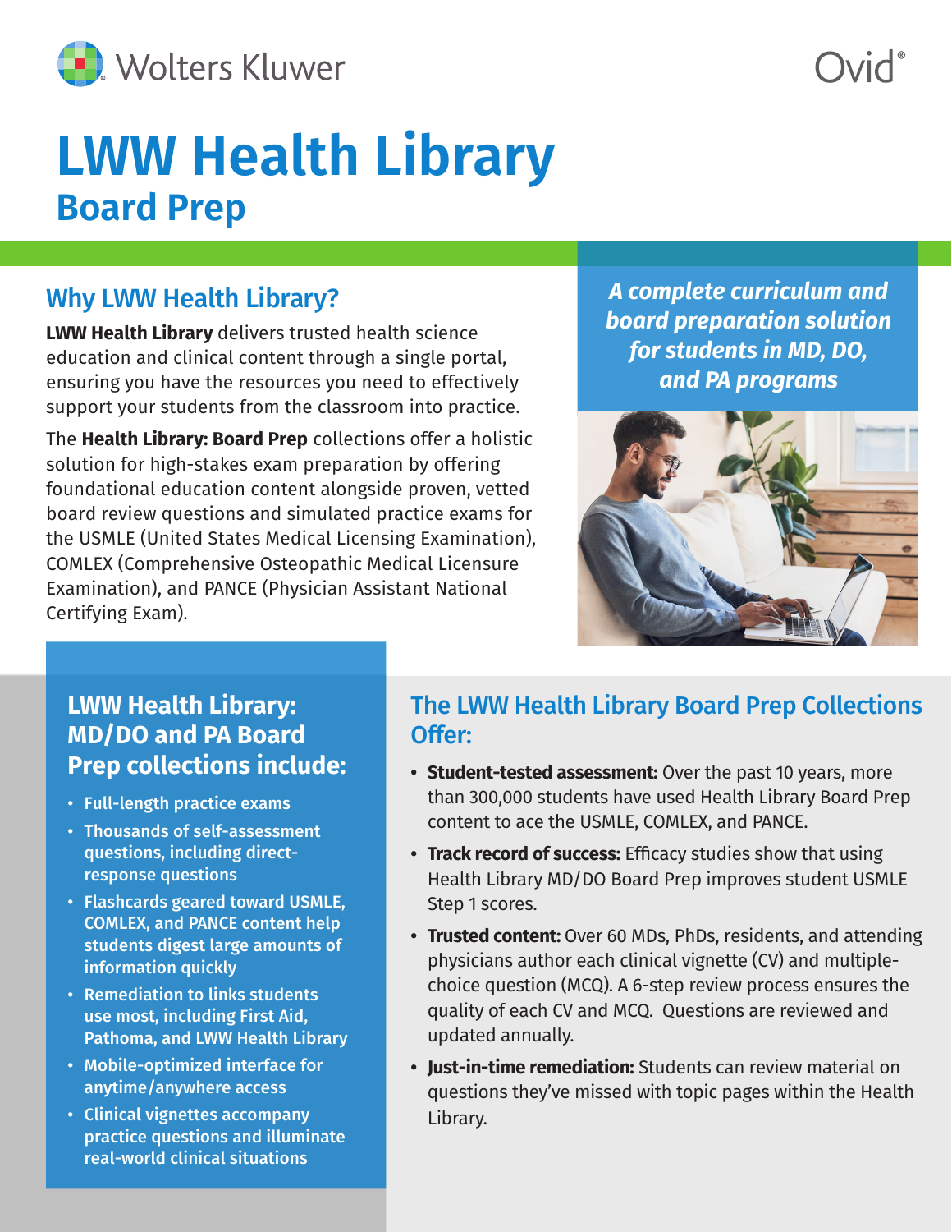Wolters Kluwer

Ovid®

# LWW Health Library

## Board Prep

### Why LWW Health Library?

**LWW Health Library** delivers trusted health science education and clinical content through a single portal, ensuring you have the resources you need to effectively support your students from the classroom into practice.

The **Health Library: Board Prep** collections offer a holistic solution for high-stakes exam preparation by offering foundational education content alongside proven, vetted board review questions and simulated practice exams for the USMLE (United States Medical Licensing Examination), COMLEX (Comprehensive Osteopathic Medical Licensure Examination), and PANCE (Physician Assistant National Certifying Exam).

***A complete curriculum and board preparation solution for students in MD, DO, and PA programs***

### LWW Health Library: MD/DO and PA Board Prep collections include:

- Full-length practice exams
- Thousands of self-assessment questions, including direct-response questions
- Flashcards geared toward USMLE, COMLEX, and PANCE content help students digest large amounts of information quickly
- Remediation to links students use most, including First Aid, Pathoma, and LWW Health Library
- Mobile-optimized interface for anytime/anywhere access
- Clinical vignettes accompany practice questions and illuminate real-world clinical situations

### The LWW Health Library Board Prep Collections Offer:

- **Student-tested assessment:** Over the past 10 years, more than 300,000 students have used Health Library Board Prep content to ace the USMLE, COMLEX, and PANCE.
- **Track record of success:** Efficacy studies show that using Health Library MD/DO Board Prep improves student USMLE Step 1 scores.
- **Trusted content:** Over 60 MDs, PhDs, residents, and attending physicians author each clinical vignette (CV) and multiple-choice question (MCQ). A 6-step review process ensures the quality of each CV and MCQ. Questions are reviewed and updated annually.
- **Just-in-time remediation:** Students can review material on questions they've missed with topic pages within the Health Library.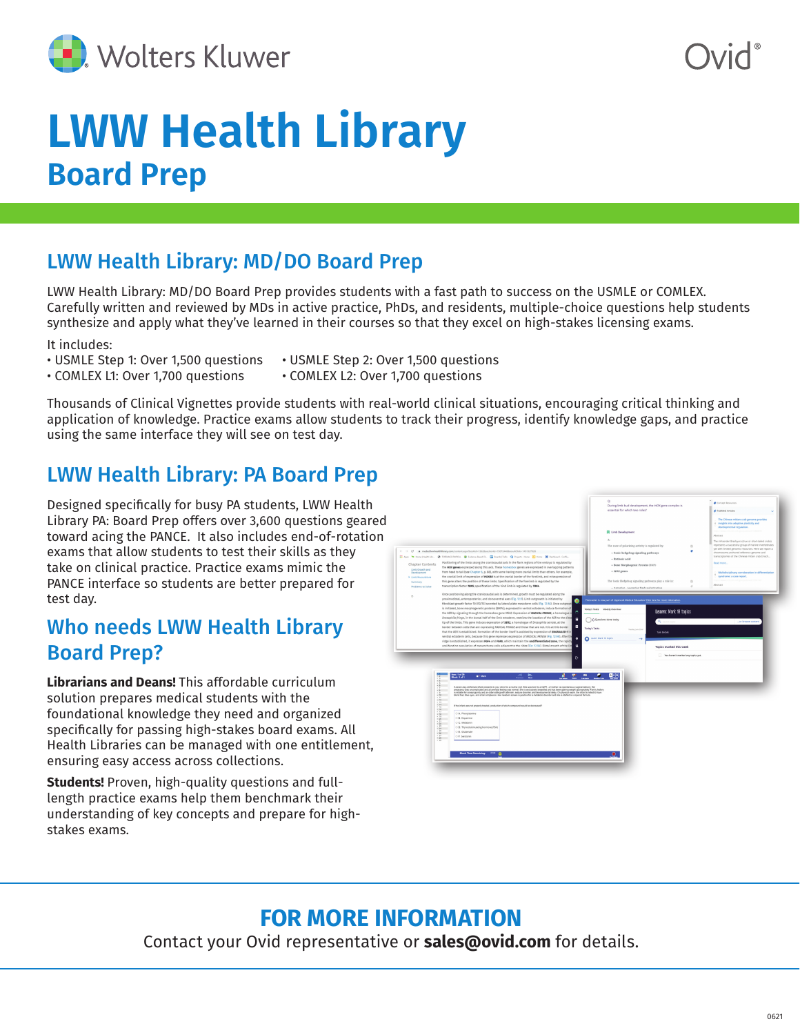Wolters Kluwer

Ovid®

# LWW Health Library

## Board Prep

## LWW Health Library: MD/DO Board Prep

LWW Health Library: MD/DO Board Prep provides students with a fast path to success on the USMLE or COMLEX. Carefully written and reviewed by MDs in active practice, PhDs, and residents, multiple-choice questions help students synthesize and apply what they've learned in their courses so that they excel on high-stakes licensing exams.

It includes:

- USMLE Step 1: Over 1,500 questions
- USMLE Step 2: Over 1,500 questions
- COMLEX L1: Over 1,700 questions
- COMLEX L2: Over 1,700 questions

Thousands of Clinical Vignettes provide students with real-world clinical situations, encouraging critical thinking and application of knowledge. Practice exams allow students to track their progress, identify knowledge gaps, and practice using the same interface they will see on test day.

## LWW Health Library: PA Board Prep

Designed specifically for busy PA students, LWW Health Library PA: Board Prep offers over 3,600 questions geared toward acing the PANCE. It also includes end-of-rotation exams that allow students to test their skills as they take on clinical practice. Practice exams mimic the PANCE interface so students are better prepared for test day.

## Who needs LWW Health Library Board Prep?

**Librarians and Deans!** This affordable curriculum solution prepares medical students with the foundational knowledge they need and organized specifically for passing high-stakes board exams. All Health Libraries can be managed with one entitlement, ensuring easy access across collections.

**Students!** Proven, high-quality questions and full-length practice exams help them benchmark their understanding of key concepts and prepare for high-stakes exams.

## FOR MORE INFORMATION

Contact your Ovid representative or **sales@ovid.com** for details.

0621